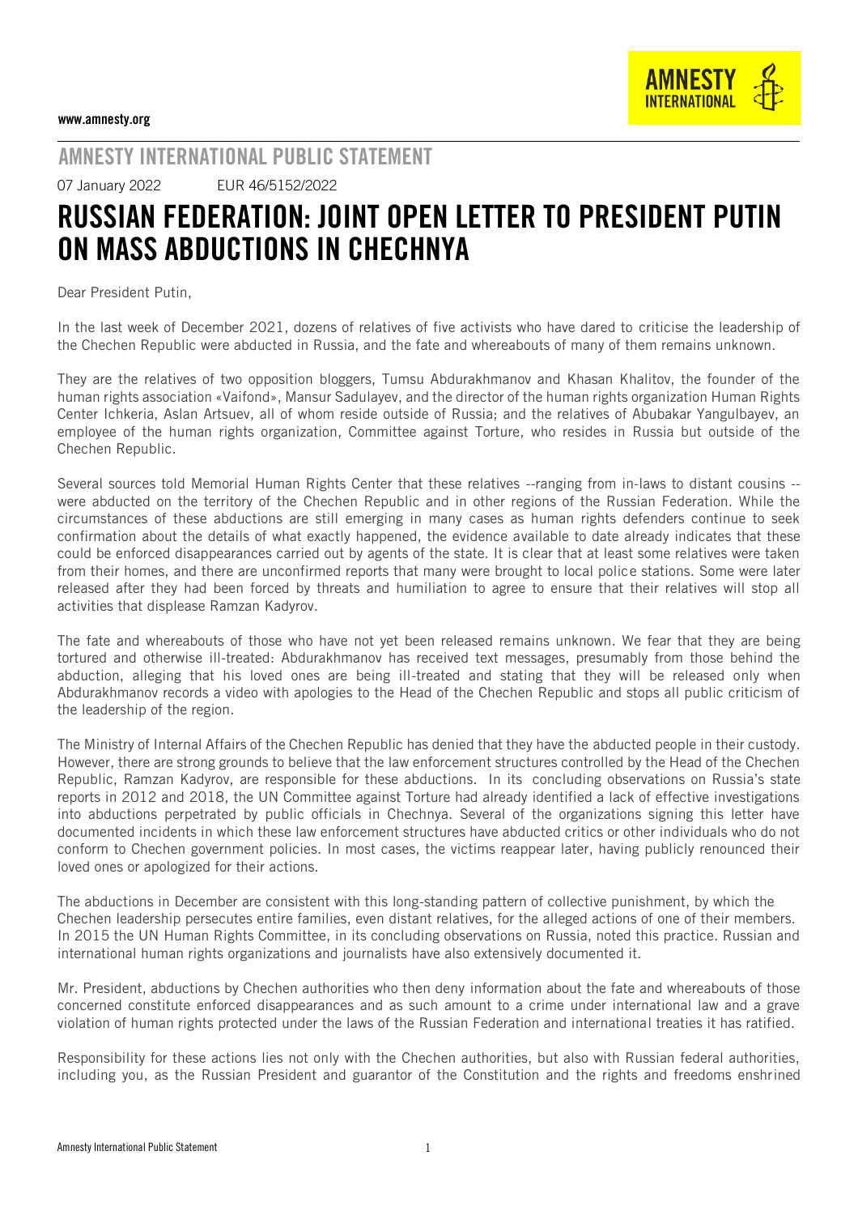www.amnesty.org

## AMNESTY INTERNATIONAL PUBLIC STATEMENT

07 January 2022 EUR 46/5152/2022

# RUSSIAN FEDERATION: JOINT OPEN LETTER TO PRESIDENT PUTIN ON MASS ABDUCTIONS IN CHECHNYA

Dear President Putin,

In the last week of December 2021, dozens of relatives of five activists who have dared to criticise the leadership of the Chechen Republic were abducted in Russia, and the fate and whereabouts of many of them remains unknown.

They are the relatives of two opposition bloggers, Tumsu Abdurakhmanov and Khasan Khalitov, the founder of the human rights association «Vaifond», Mansur Sadulayev, and the director of the human rights organization Human Rights Center Ichkeria, Aslan Artsuev, all of whom reside outside of Russia; and the relatives of Abubakar Yangulbayev, an employee of the human rights organization, Committee against Torture, who resides in Russia but outside of the Chechen Republic.

Several sources told Memorial Human Rights Center that these relatives --ranging from in-laws to distant cousins -- were abducted on the territory of the Chechen Republic and in other regions of the Russian Federation. While the circumstances of these abductions are still emerging in many cases as human rights defenders continue to seek confirmation about the details of what exactly happened, the evidence available to date already indicates that these could be enforced disappearances carried out by agents of the state. It is clear that at least some relatives were taken from their homes, and there are unconfirmed reports that many were brought to local police stations. Some were later released after they had been forced by threats and humiliation to agree to ensure that their relatives will stop all activities that displease Ramzan Kadyrov.

The fate and whereabouts of those who have not yet been released remains unknown. We fear that they are being tortured and otherwise ill-treated: Abdurakhmanov has received text messages, presumably from those behind the abduction, alleging that his loved ones are being ill-treated and stating that they will be released only when Abdurakhmanov records a video with apologies to the Head of the Chechen Republic and stops all public criticism of the leadership of the region.

The Ministry of Internal Affairs of the Chechen Republic has denied that they have the abducted people in their custody. However, there are strong grounds to believe that the law enforcement structures controlled by the Head of the Chechen Republic, Ramzan Kadyrov, are responsible for these abductions. In its concluding observations on Russia's state reports in 2012 and 2018, the UN Committee against Torture had already identified a lack of effective investigations into abductions perpetrated by public officials in Chechnya. Several of the organizations signing this letter have documented incidents in which these law enforcement structures have abducted critics or other individuals who do not conform to Chechen government policies. In most cases, the victims reappear later, having publicly renounced their loved ones or apologized for their actions.

The abductions in December are consistent with this long-standing pattern of collective punishment, by which the Chechen leadership persecutes entire families, even distant relatives, for the alleged actions of one of their members. In 2015 the UN Human Rights Committee, in its concluding observations on Russia, noted this practice. Russian and international human rights organizations and journalists have also extensively documented it.

Mr. President, abductions by Chechen authorities who then deny information about the fate and whereabouts of those concerned constitute enforced disappearances and as such amount to a crime under international law and a grave violation of human rights protected under the laws of the Russian Federation and international treaties it has ratified.

Responsibility for these actions lies not only with the Chechen authorities, but also with Russian federal authorities, including you, as the Russian President and guarantor of the Constitution and the rights and freedoms enshrined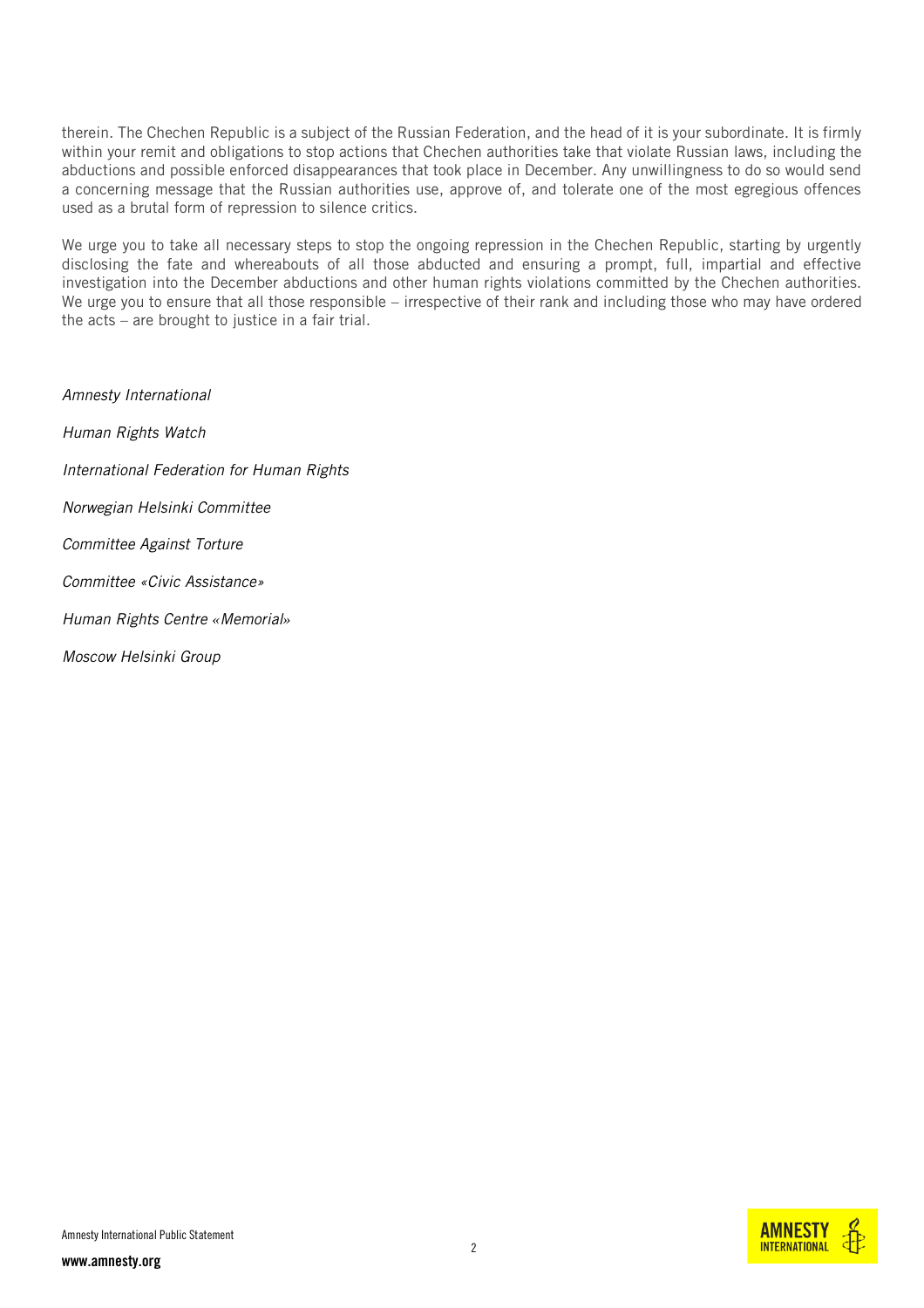therein. The Chechen Republic is a subject of the Russian Federation, and the head of it is your subordinate. It is firmly within your remit and obligations to stop actions that Chechen authorities take that violate Russian laws, including the abductions and possible enforced disappearances that took place in December. Any unwillingness to do so would send a concerning message that the Russian authorities use, approve of, and tolerate one of the most egregious offences used as a brutal form of repression to silence critics.

We urge you to take all necessary steps to stop the ongoing repression in the Chechen Republic, starting by urgently disclosing the fate and whereabouts of all those abducted and ensuring a prompt, full, impartial and effective investigation into the December abductions and other human rights violations committed by the Chechen authorities. We urge you to ensure that all those responsible – irrespective of their rank and including those who may have ordered the acts – are brought to justice in a fair trial.

*Amnesty International*

*Human Rights Watch*

*International Federation for Human Rights*

*Norwegian Helsinki Committee*

*Committee Against Torture*

*Committee «Civic Assistance»*

*Human Rights Centre «Memorial»*

*Moscow Helsinki Group*